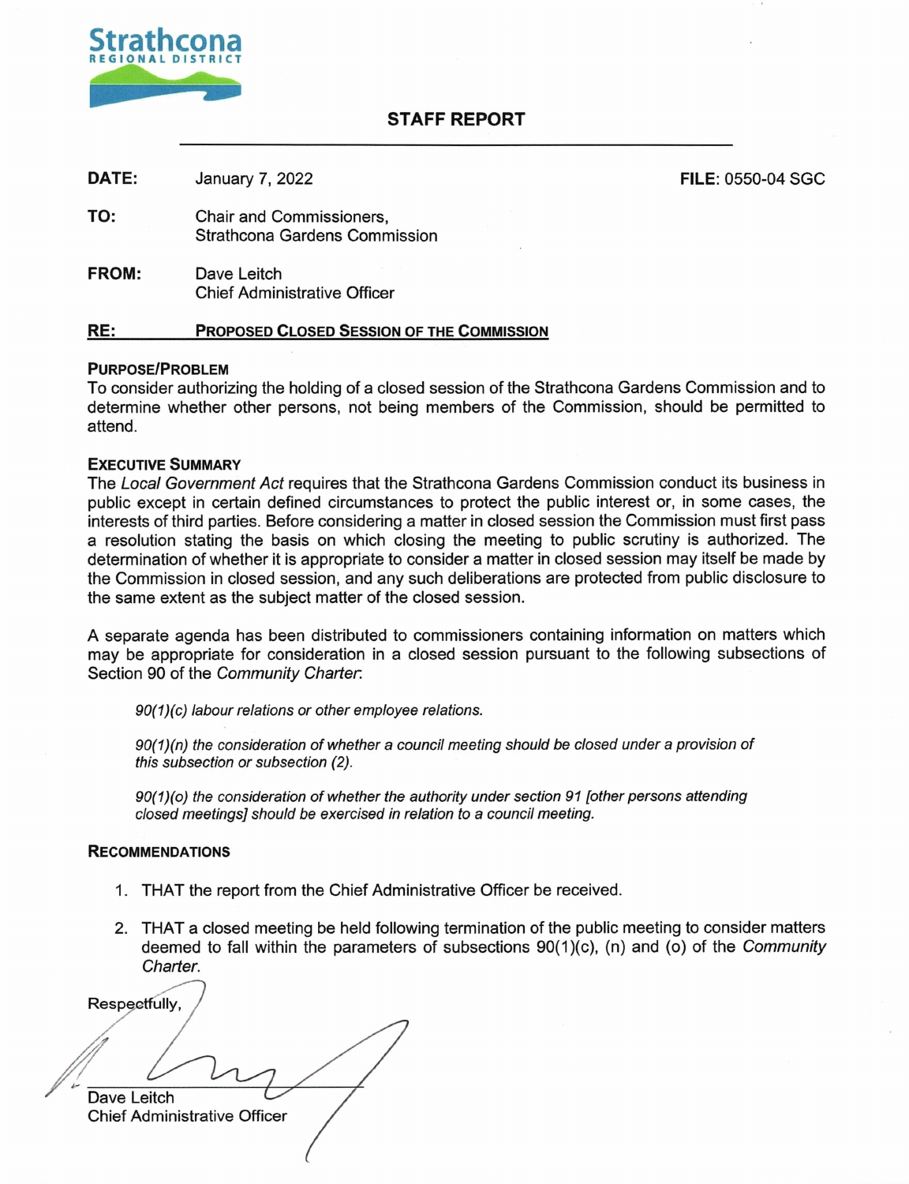Strathcona
REGIONAL DISTRICT

# STAFF REPORT

**DATE:** January 7, 2022 **FILE:** 0550-04 SGC

**TO:** Chair and Commissioners,
Strathcona Gardens Commission

**FROM:** Dave Leitch
Chief Administrative Officer

**RE:** **PROPOSED CLOSED SESSION OF THE COMMISSION**

### PURPOSE/PROBLEM

To consider authorizing the holding of a closed session of the Strathcona Gardens Commission and to determine whether other persons, not being members of the Commission, should be permitted to attend.

### EXECUTIVE SUMMARY

The *Local Government Act* requires that the Strathcona Gardens Commission conduct its business in public except in certain defined circumstances to protect the public interest or, in some cases, the interests of third parties. Before considering a matter in closed session the Commission must first pass a resolution stating the basis on which closing the meeting to public scrutiny is authorized. The determination of whether it is appropriate to consider a matter in closed session may itself be made by the Commission in closed session, and any such deliberations are protected from public disclosure to the same extent as the subject matter of the closed session.

A separate agenda has been distributed to commissioners containing information on matters which may be appropriate for consideration in a closed session pursuant to the following subsections of Section 90 of the *Community Charter*:

> *90(1)(c) labour relations or other employee relations.*
>
> *90(1)(n) the consideration of whether a council meeting should be closed under a provision of this subsection or subsection (2).*
>
> *90(1)(o) the consideration of whether the authority under section 91 [other persons attending closed meetings] should be exercised in relation to a council meeting.*

### RECOMMENDATIONS

1. THAT the report from the Chief Administrative Officer be received.
2. THAT a closed meeting be held following termination of the public meeting to consider matters deemed to fall within the parameters of subsections 90(1)(c), (n) and (o) of the *Community Charter*.

Respectfully,

Dave Leitch
Chief Administrative Officer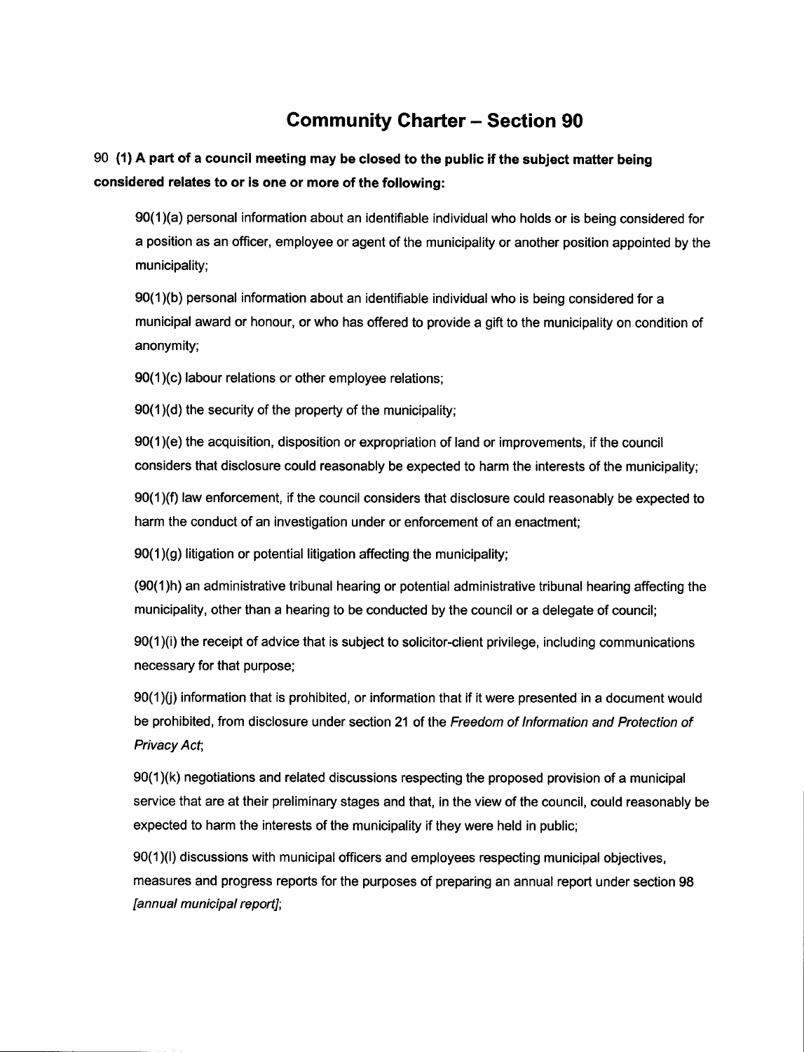# Community Charter – Section 90

90 **(1) A part of a council meeting may be closed to the public if the subject matter being considered relates to or is one or more of the following:**

> 90(1)(a) personal information about an identifiable individual who holds or is being considered for a position as an officer, employee or agent of the municipality or another position appointed by the municipality;
>
> 90(1)(b) personal information about an identifiable individual who is being considered for a municipal award or honour, or who has offered to provide a gift to the municipality on condition of anonymity;
>
> 90(1)(c) labour relations or other employee relations;
>
> 90(1)(d) the security of the property of the municipality;
>
> 90(1)(e) the acquisition, disposition or expropriation of land or improvements, if the council considers that disclosure could reasonably be expected to harm the interests of the municipality;
>
> 90(1)(f) law enforcement, if the council considers that disclosure could reasonably be expected to harm the conduct of an investigation under or enforcement of an enactment;
>
> 90(1)(g) litigation or potential litigation affecting the municipality;
>
> (90(1)h) an administrative tribunal hearing or potential administrative tribunal hearing affecting the municipality, other than a hearing to be conducted by the council or a delegate of council;
>
> 90(1)(i) the receipt of advice that is subject to solicitor-client privilege, including communications necessary for that purpose;
>
> 90(1)(j) information that is prohibited, or information that if it were presented in a document would be prohibited, from disclosure under section 21 of the *Freedom of Information and Protection of Privacy Act*;
>
> 90(1)(k) negotiations and related discussions respecting the proposed provision of a municipal service that are at their preliminary stages and that, in the view of the council, could reasonably be expected to harm the interests of the municipality if they were held in public;
>
> 90(1)(l) discussions with municipal officers and employees respecting municipal objectives, measures and progress reports for the purposes of preparing an annual report under section 98 *[annual municipal report]*;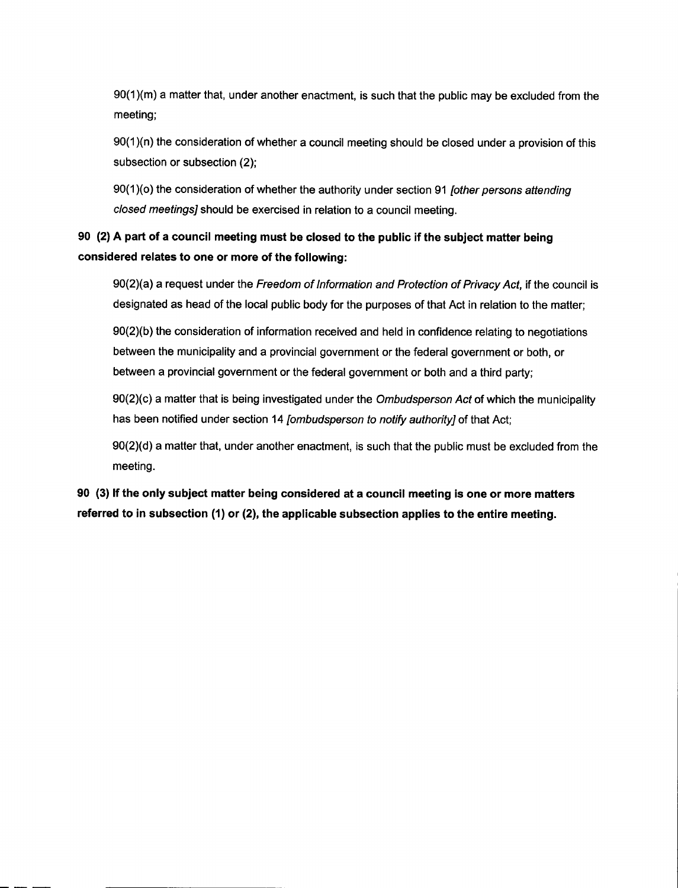90(1)(m) a matter that, under another enactment, is such that the public may be excluded from the meeting;

90(1)(n) the consideration of whether a council meeting should be closed under a provision of this subsection or subsection (2);

90(1)(o) the consideration of whether the authority under section 91 *[other persons attending closed meetings]* should be exercised in relation to a council meeting.

**90 (2) A part of a council meeting must be closed to the public if the subject matter being considered relates to one or more of the following:**

90(2)(a) a request under the *Freedom of Information and Protection of Privacy Act*, if the council is designated as head of the local public body for the purposes of that Act in relation to the matter;

90(2)(b) the consideration of information received and held in confidence relating to negotiations between the municipality and a provincial government or the federal government or both, or between a provincial government or the federal government or both and a third party;

90(2)(c) a matter that is being investigated under the *Ombudsperson Act* of which the municipality has been notified under section 14 *[ombudsperson to notify authority]* of that Act;

90(2)(d) a matter that, under another enactment, is such that the public must be excluded from the meeting.

**90 (3) If the only subject matter being considered at a council meeting is one or more matters referred to in subsection (1) or (2), the applicable subsection applies to the entire meeting.**